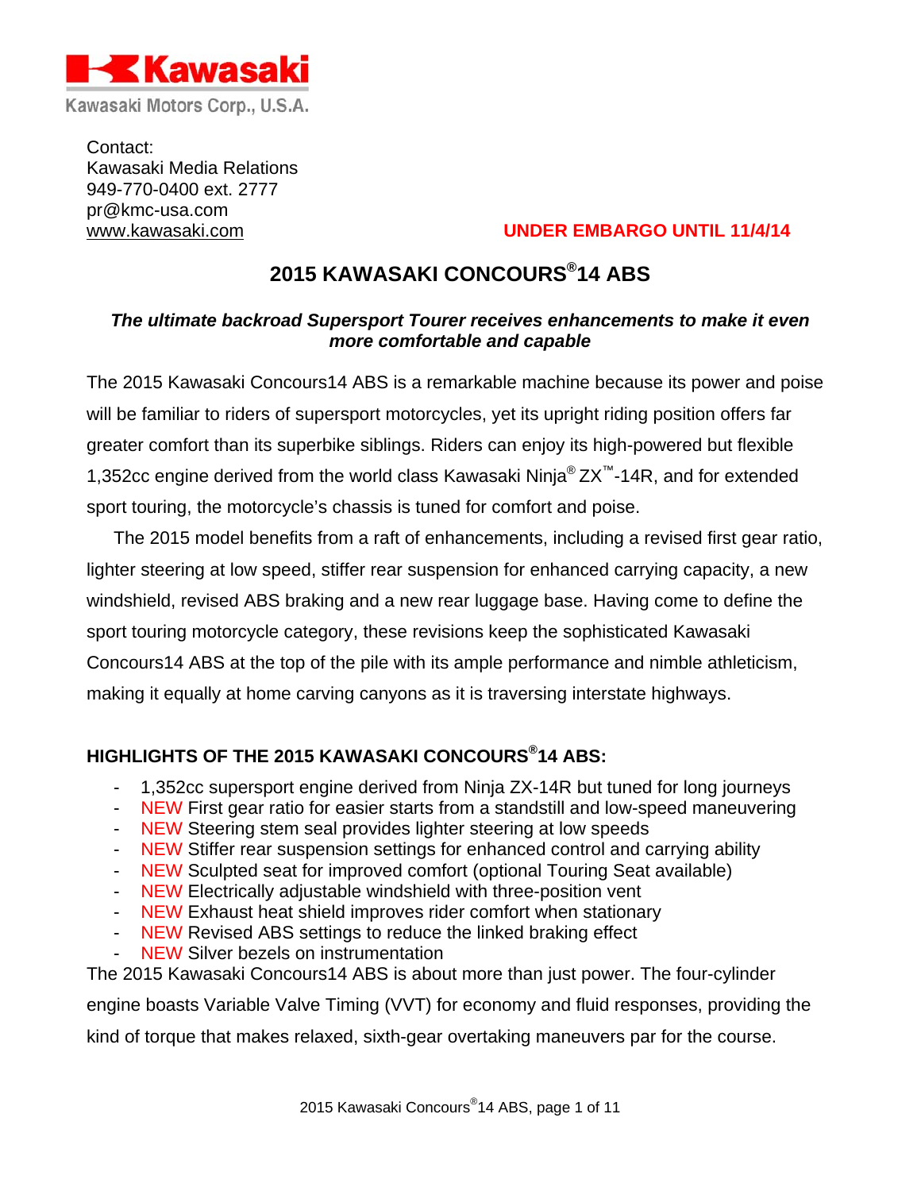Kawasaki

Kawasaki Motors Corp., U.S.A.

Contact:
Kawasaki Media Relations
949-770-0400 ext. 2777
pr@kmc-usa.com
www.kawasaki.com

**UNDER EMBARGO UNTIL 11/4/14**

# 2015 KAWASAKI CONCOURS®14 ABS

***The ultimate backroad Supersport Tourer receives enhancements to make it even more comfortable and capable***

The 2015 Kawasaki Concours14 ABS is a remarkable machine because its power and poise will be familiar to riders of supersport motorcycles, yet its upright riding position offers far greater comfort than its superbike siblings. Riders can enjoy its high-powered but flexible 1,352cc engine derived from the world class Kawasaki Ninja® ZX™-14R, and for extended sport touring, the motorcycle's chassis is tuned for comfort and poise.

The 2015 model benefits from a raft of enhancements, including a revised first gear ratio, lighter steering at low speed, stiffer rear suspension for enhanced carrying capacity, a new windshield, revised ABS braking and a new rear luggage base. Having come to define the sport touring motorcycle category, these revisions keep the sophisticated Kawasaki Concours14 ABS at the top of the pile with its ample performance and nimble athleticism, making it equally at home carving canyons as it is traversing interstate highways.

## HIGHLIGHTS OF THE 2015 KAWASAKI CONCOURS®14 ABS:

- 1,352cc supersport engine derived from Ninja ZX-14R but tuned for long journeys
- NEW First gear ratio for easier starts from a standstill and low-speed maneuvering
- NEW Steering stem seal provides lighter steering at low speeds
- NEW Stiffer rear suspension settings for enhanced control and carrying ability
- NEW Sculpted seat for improved comfort (optional Touring Seat available)
- NEW Electrically adjustable windshield with three-position vent
- NEW Exhaust heat shield improves rider comfort when stationary
- NEW Revised ABS settings to reduce the linked braking effect
- NEW Silver bezels on instrumentation

The 2015 Kawasaki Concours14 ABS is about more than just power. The four-cylinder engine boasts Variable Valve Timing (VVT) for economy and fluid responses, providing the kind of torque that makes relaxed, sixth-gear overtaking maneuvers par for the course.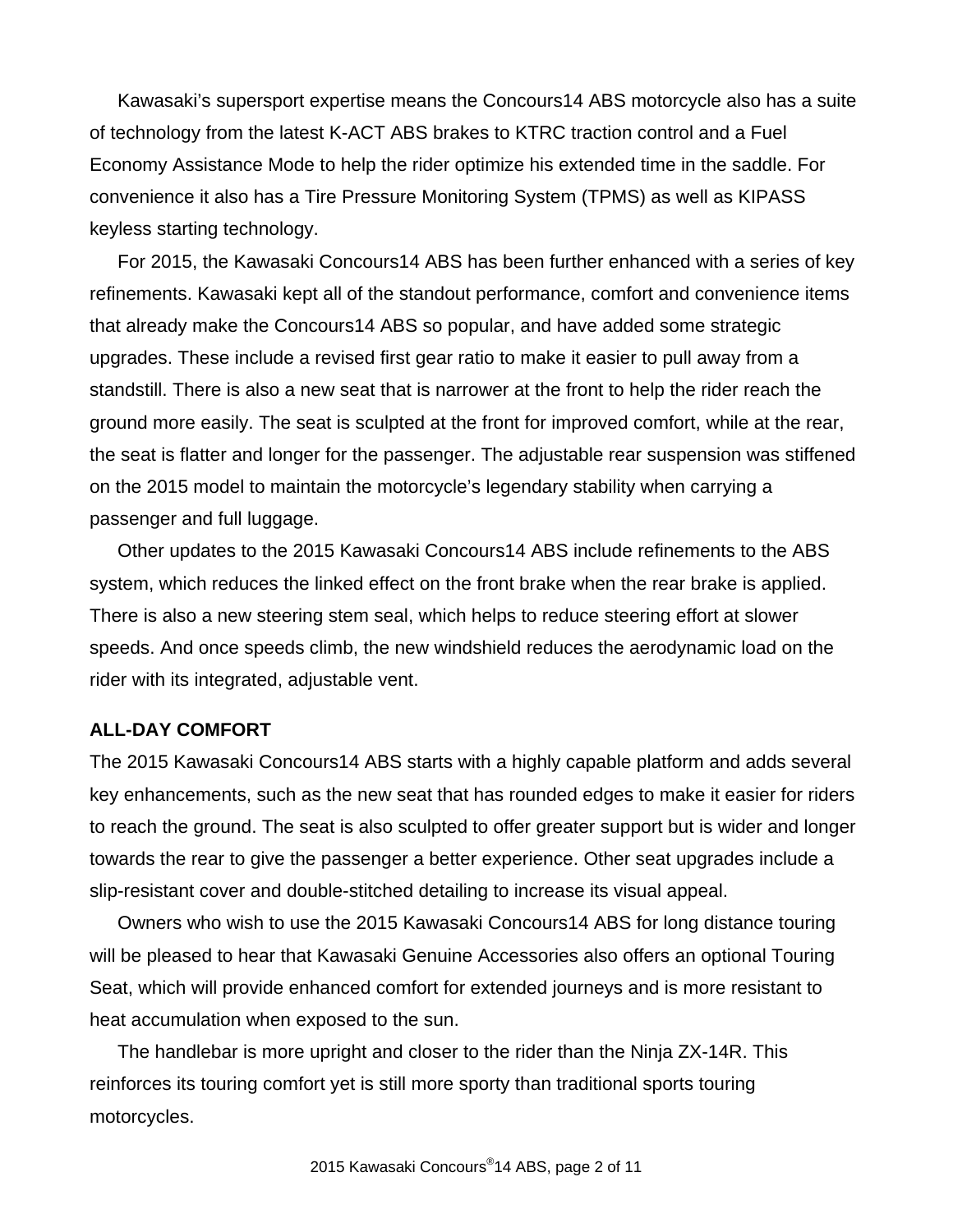Kawasaki's supersport expertise means the Concours14 ABS motorcycle also has a suite of technology from the latest K-ACT ABS brakes to KTRC traction control and a Fuel Economy Assistance Mode to help the rider optimize his extended time in the saddle. For convenience it also has a Tire Pressure Monitoring System (TPMS) as well as KIPASS keyless starting technology.

For 2015, the Kawasaki Concours14 ABS has been further enhanced with a series of key refinements. Kawasaki kept all of the standout performance, comfort and convenience items that already make the Concours14 ABS so popular, and have added some strategic upgrades. These include a revised first gear ratio to make it easier to pull away from a standstill. There is also a new seat that is narrower at the front to help the rider reach the ground more easily. The seat is sculpted at the front for improved comfort, while at the rear, the seat is flatter and longer for the passenger. The adjustable rear suspension was stiffened on the 2015 model to maintain the motorcycle's legendary stability when carrying a passenger and full luggage.

Other updates to the 2015 Kawasaki Concours14 ABS include refinements to the ABS system, which reduces the linked effect on the front brake when the rear brake is applied. There is also a new steering stem seal, which helps to reduce steering effort at slower speeds. And once speeds climb, the new windshield reduces the aerodynamic load on the rider with its integrated, adjustable vent.

**ALL-DAY COMFORT**

The 2015 Kawasaki Concours14 ABS starts with a highly capable platform and adds several key enhancements, such as the new seat that has rounded edges to make it easier for riders to reach the ground. The seat is also sculpted to offer greater support but is wider and longer towards the rear to give the passenger a better experience. Other seat upgrades include a slip-resistant cover and double-stitched detailing to increase its visual appeal.

Owners who wish to use the 2015 Kawasaki Concours14 ABS for long distance touring will be pleased to hear that Kawasaki Genuine Accessories also offers an optional Touring Seat, which will provide enhanced comfort for extended journeys and is more resistant to heat accumulation when exposed to the sun.

The handlebar is more upright and closer to the rider than the Ninja ZX-14R. This reinforces its touring comfort yet is still more sporty than traditional sports touring motorcycles.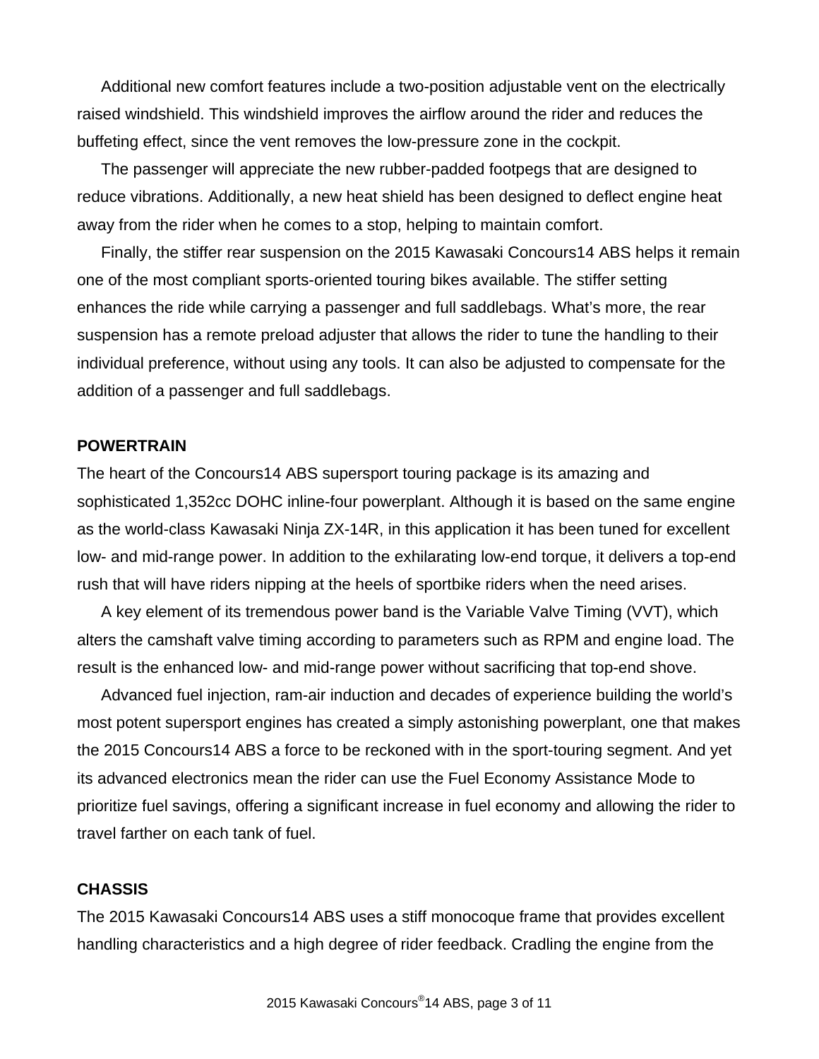Additional new comfort features include a two-position adjustable vent on the electrically raised windshield. This windshield improves the airflow around the rider and reduces the buffeting effect, since the vent removes the low-pressure zone in the cockpit.

The passenger will appreciate the new rubber-padded footpegs that are designed to reduce vibrations. Additionally, a new heat shield has been designed to deflect engine heat away from the rider when he comes to a stop, helping to maintain comfort.

Finally, the stiffer rear suspension on the 2015 Kawasaki Concours14 ABS helps it remain one of the most compliant sports-oriented touring bikes available. The stiffer setting enhances the ride while carrying a passenger and full saddlebags. What's more, the rear suspension has a remote preload adjuster that allows the rider to tune the handling to their individual preference, without using any tools. It can also be adjusted to compensate for the addition of a passenger and full saddlebags.

**POWERTRAIN**

The heart of the Concours14 ABS supersport touring package is its amazing and sophisticated 1,352cc DOHC inline-four powerplant. Although it is based on the same engine as the world-class Kawasaki Ninja ZX-14R, in this application it has been tuned for excellent low- and mid-range power. In addition to the exhilarating low-end torque, it delivers a top-end rush that will have riders nipping at the heels of sportbike riders when the need arises.

A key element of its tremendous power band is the Variable Valve Timing (VVT), which alters the camshaft valve timing according to parameters such as RPM and engine load. The result is the enhanced low- and mid-range power without sacrificing that top-end shove.

Advanced fuel injection, ram-air induction and decades of experience building the world's most potent supersport engines has created a simply astonishing powerplant, one that makes the 2015 Concours14 ABS a force to be reckoned with in the sport-touring segment. And yet its advanced electronics mean the rider can use the Fuel Economy Assistance Mode to prioritize fuel savings, offering a significant increase in fuel economy and allowing the rider to travel farther on each tank of fuel.

**CHASSIS**

The 2015 Kawasaki Concours14 ABS uses a stiff monocoque frame that provides excellent handling characteristics and a high degree of rider feedback. Cradling the engine from the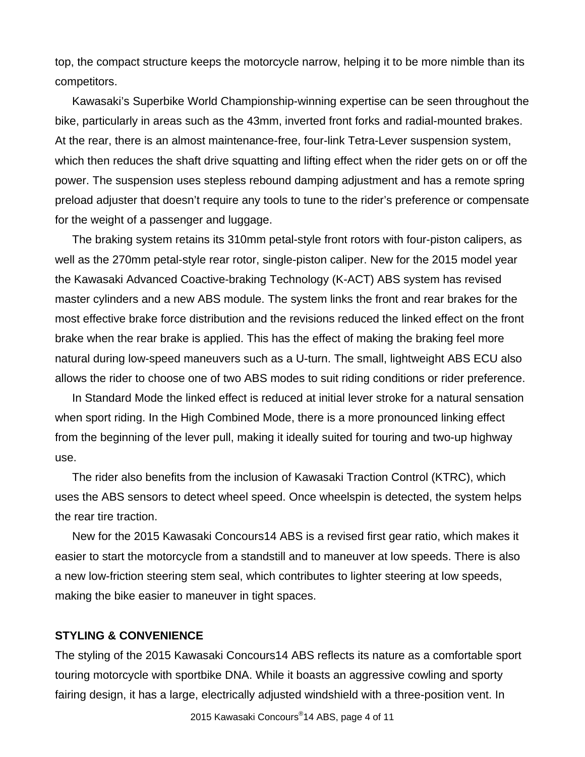top, the compact structure keeps the motorcycle narrow, helping it to be more nimble than its competitors.

Kawasaki's Superbike World Championship-winning expertise can be seen throughout the bike, particularly in areas such as the 43mm, inverted front forks and radial-mounted brakes. At the rear, there is an almost maintenance-free, four-link Tetra-Lever suspension system, which then reduces the shaft drive squatting and lifting effect when the rider gets on or off the power. The suspension uses stepless rebound damping adjustment and has a remote spring preload adjuster that doesn't require any tools to tune to the rider's preference or compensate for the weight of a passenger and luggage.

The braking system retains its 310mm petal-style front rotors with four-piston calipers, as well as the 270mm petal-style rear rotor, single-piston caliper. New for the 2015 model year the Kawasaki Advanced Coactive-braking Technology (K-ACT) ABS system has revised master cylinders and a new ABS module. The system links the front and rear brakes for the most effective brake force distribution and the revisions reduced the linked effect on the front brake when the rear brake is applied. This has the effect of making the braking feel more natural during low-speed maneuvers such as a U-turn. The small, lightweight ABS ECU also allows the rider to choose one of two ABS modes to suit riding conditions or rider preference.

In Standard Mode the linked effect is reduced at initial lever stroke for a natural sensation when sport riding. In the High Combined Mode, there is a more pronounced linking effect from the beginning of the lever pull, making it ideally suited for touring and two-up highway use.

The rider also benefits from the inclusion of Kawasaki Traction Control (KTRC), which uses the ABS sensors to detect wheel speed. Once wheelspin is detected, the system helps the rear tire traction.

New for the 2015 Kawasaki Concours14 ABS is a revised first gear ratio, which makes it easier to start the motorcycle from a standstill and to maneuver at low speeds. There is also a new low-friction steering stem seal, which contributes to lighter steering at low speeds, making the bike easier to maneuver in tight spaces.

**STYLING & CONVENIENCE**

The styling of the 2015 Kawasaki Concours14 ABS reflects its nature as a comfortable sport touring motorcycle with sportbike DNA. While it boasts an aggressive cowling and sporty fairing design, it has a large, electrically adjusted windshield with a three-position vent. In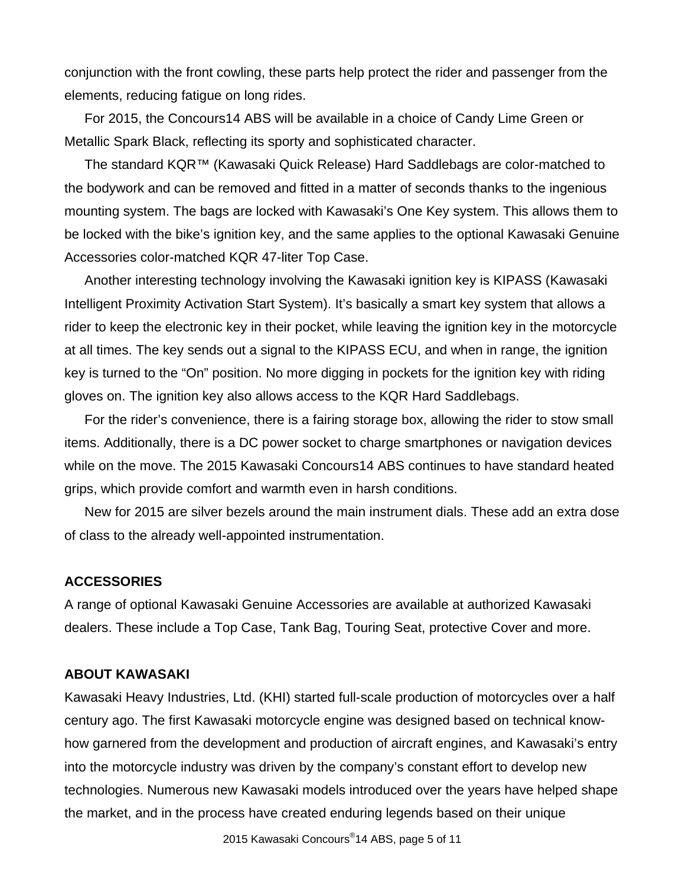conjunction with the front cowling, these parts help protect the rider and passenger from the elements, reducing fatigue on long rides.

For 2015, the Concours14 ABS will be available in a choice of Candy Lime Green or Metallic Spark Black, reflecting its sporty and sophisticated character.

The standard KQR™ (Kawasaki Quick Release) Hard Saddlebags are color-matched to the bodywork and can be removed and fitted in a matter of seconds thanks to the ingenious mounting system. The bags are locked with Kawasaki's One Key system. This allows them to be locked with the bike's ignition key, and the same applies to the optional Kawasaki Genuine Accessories color-matched KQR 47-liter Top Case.

Another interesting technology involving the Kawasaki ignition key is KIPASS (Kawasaki Intelligent Proximity Activation Start System). It's basically a smart key system that allows a rider to keep the electronic key in their pocket, while leaving the ignition key in the motorcycle at all times. The key sends out a signal to the KIPASS ECU, and when in range, the ignition key is turned to the "On" position. No more digging in pockets for the ignition key with riding gloves on. The ignition key also allows access to the KQR Hard Saddlebags.

For the rider's convenience, there is a fairing storage box, allowing the rider to stow small items. Additionally, there is a DC power socket to charge smartphones or navigation devices while on the move. The 2015 Kawasaki Concours14 ABS continues to have standard heated grips, which provide comfort and warmth even in harsh conditions.

New for 2015 are silver bezels around the main instrument dials. These add an extra dose of class to the already well-appointed instrumentation.

**ACCESSORIES**

A range of optional Kawasaki Genuine Accessories are available at authorized Kawasaki dealers. These include a Top Case, Tank Bag, Touring Seat, protective Cover and more.

**ABOUT KAWASAKI**

Kawasaki Heavy Industries, Ltd. (KHI) started full-scale production of motorcycles over a half century ago. The first Kawasaki motorcycle engine was designed based on technical know-how garnered from the development and production of aircraft engines, and Kawasaki's entry into the motorcycle industry was driven by the company's constant effort to develop new technologies. Numerous new Kawasaki models introduced over the years have helped shape the market, and in the process have created enduring legends based on their unique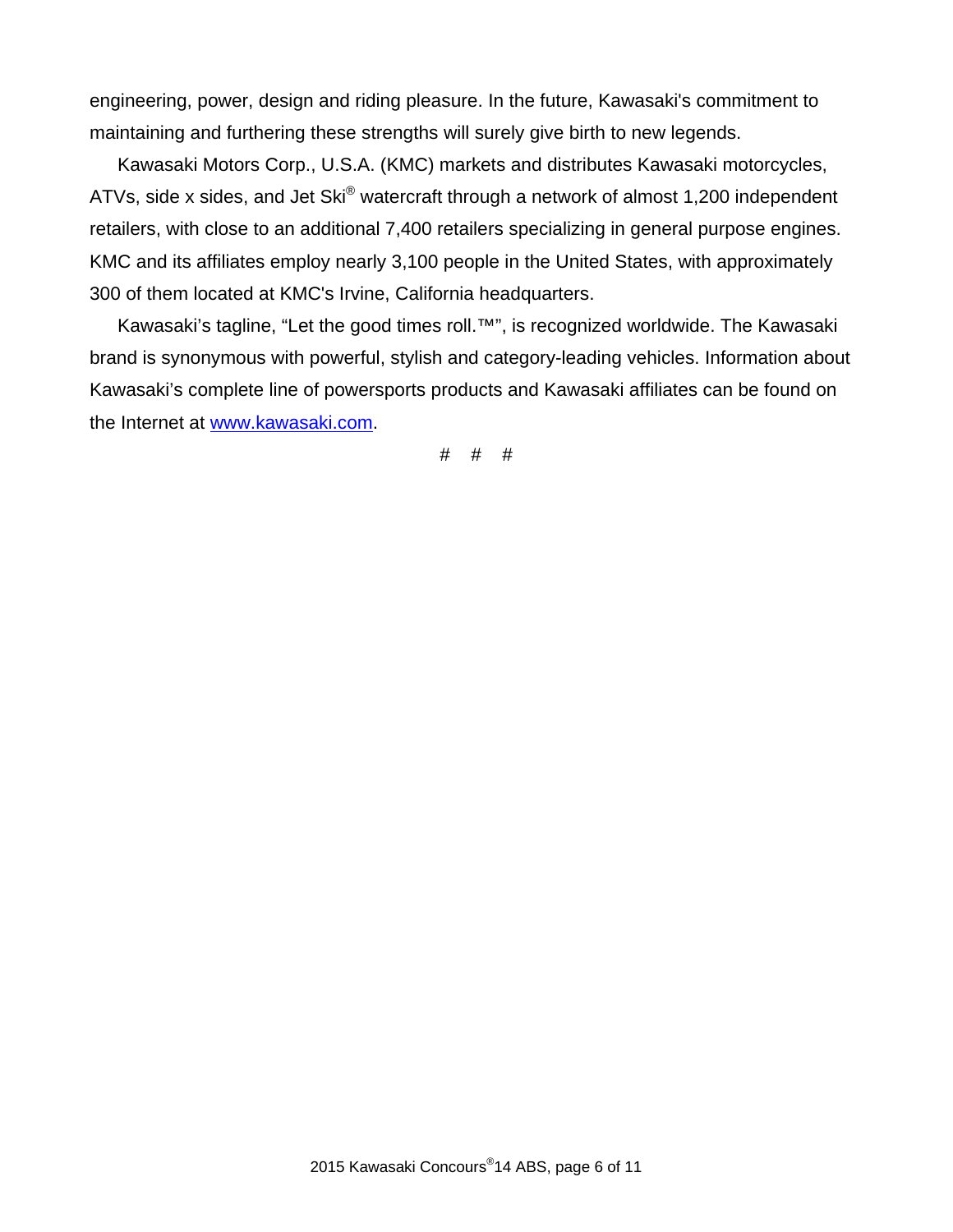engineering, power, design and riding pleasure. In the future, Kawasaki's commitment to maintaining and furthering these strengths will surely give birth to new legends.

Kawasaki Motors Corp., U.S.A. (KMC) markets and distributes Kawasaki motorcycles, ATVs, side x sides, and Jet Ski® watercraft through a network of almost 1,200 independent retailers, with close to an additional 7,400 retailers specializing in general purpose engines. KMC and its affiliates employ nearly 3,100 people in the United States, with approximately 300 of them located at KMC's Irvine, California headquarters.

Kawasaki's tagline, "Let the good times roll.™", is recognized worldwide. The Kawasaki brand is synonymous with powerful, stylish and category-leading vehicles. Information about Kawasaki's complete line of powersports products and Kawasaki affiliates can be found on the Internet at [www.kawasaki.com](http://www.kawasaki.com).

# # #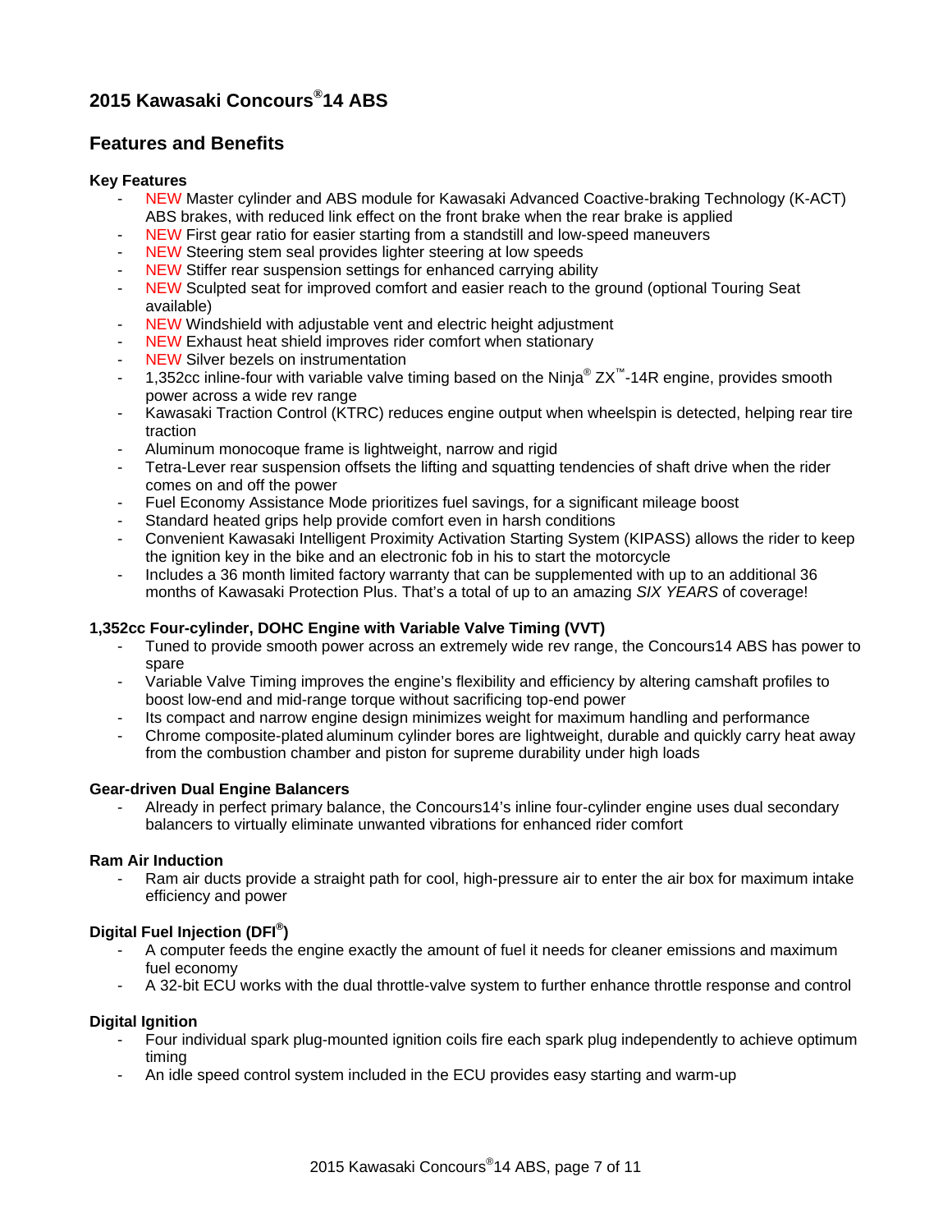# 2015 Kawasaki Concours®14 ABS

## Features and Benefits

**Key Features**

- NEW Master cylinder and ABS module for Kawasaki Advanced Coactive-braking Technology (K-ACT) ABS brakes, with reduced link effect on the front brake when the rear brake is applied
- NEW First gear ratio for easier starting from a standstill and low-speed maneuvers
- NEW Steering stem seal provides lighter steering at low speeds
- NEW Stiffer rear suspension settings for enhanced carrying ability
- NEW Sculpted seat for improved comfort and easier reach to the ground (optional Touring Seat available)
- NEW Windshield with adjustable vent and electric height adjustment
- NEW Exhaust heat shield improves rider comfort when stationary
- NEW Silver bezels on instrumentation
- 1,352cc inline-four with variable valve timing based on the Ninja® ZX™-14R engine, provides smooth power across a wide rev range
- Kawasaki Traction Control (KTRC) reduces engine output when wheelspin is detected, helping rear tire traction
- Aluminum monocoque frame is lightweight, narrow and rigid
- Tetra-Lever rear suspension offsets the lifting and squatting tendencies of shaft drive when the rider comes on and off the power
- Fuel Economy Assistance Mode prioritizes fuel savings, for a significant mileage boost
- Standard heated grips help provide comfort even in harsh conditions
- Convenient Kawasaki Intelligent Proximity Activation Starting System (KIPASS) allows the rider to keep the ignition key in the bike and an electronic fob in his to start the motorcycle
- Includes a 36 month limited factory warranty that can be supplemented with up to an additional 36 months of Kawasaki Protection Plus. That's a total of up to an amazing *SIX YEARS* of coverage!

**1,352cc Four-cylinder, DOHC Engine with Variable Valve Timing (VVT)**

- Tuned to provide smooth power across an extremely wide rev range, the Concours14 ABS has power to spare
- Variable Valve Timing improves the engine's flexibility and efficiency by altering camshaft profiles to boost low-end and mid-range torque without sacrificing top-end power
- Its compact and narrow engine design minimizes weight for maximum handling and performance
- Chrome composite-plated aluminum cylinder bores are lightweight, durable and quickly carry heat away from the combustion chamber and piston for supreme durability under high loads

**Gear-driven Dual Engine Balancers**

- Already in perfect primary balance, the Concours14's inline four-cylinder engine uses dual secondary balancers to virtually eliminate unwanted vibrations for enhanced rider comfort

**Ram Air Induction**

- Ram air ducts provide a straight path for cool, high-pressure air to enter the air box for maximum intake efficiency and power

**Digital Fuel Injection (DFI®)**

- A computer feeds the engine exactly the amount of fuel it needs for cleaner emissions and maximum fuel economy
- A 32-bit ECU works with the dual throttle-valve system to further enhance throttle response and control

**Digital Ignition**

- Four individual spark plug-mounted ignition coils fire each spark plug independently to achieve optimum timing
- An idle speed control system included in the ECU provides easy starting and warm-up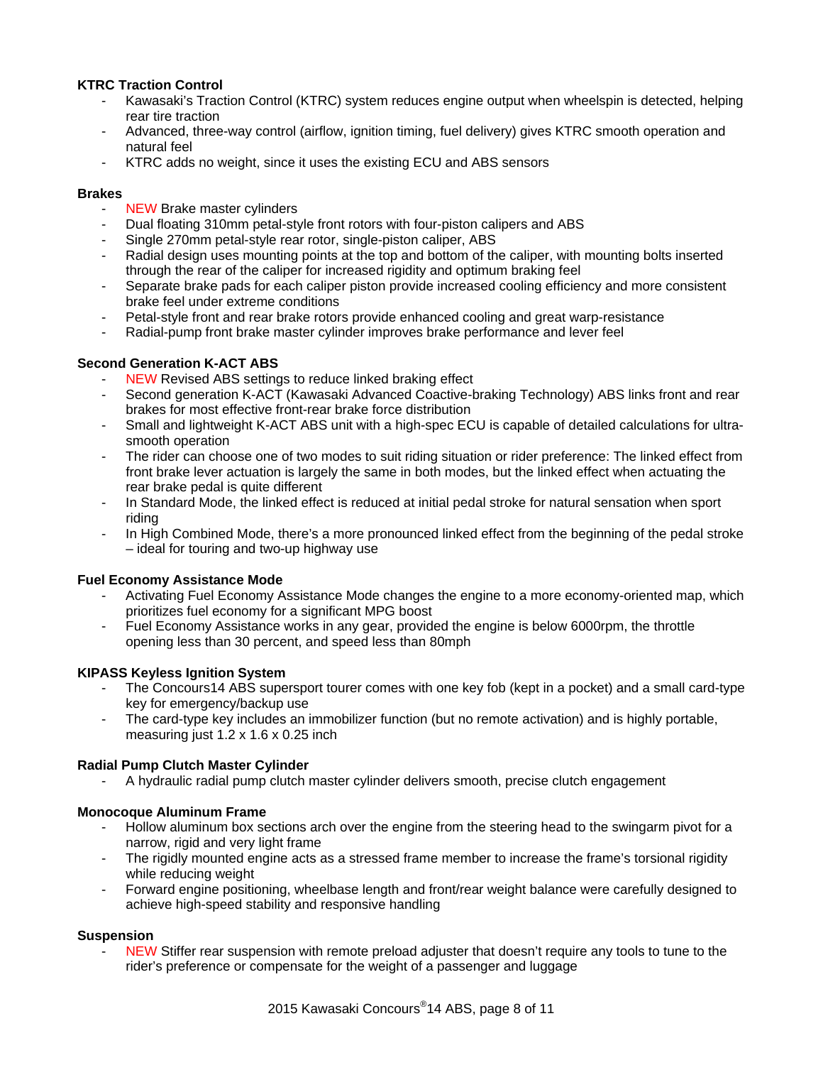**KTRC Traction Control**

- Kawasaki's Traction Control (KTRC) system reduces engine output when wheelspin is detected, helping rear tire traction
- Advanced, three-way control (airflow, ignition timing, fuel delivery) gives KTRC smooth operation and natural feel
- KTRC adds no weight, since it uses the existing ECU and ABS sensors

**Brakes**

- NEW Brake master cylinders
- Dual floating 310mm petal-style front rotors with four-piston calipers and ABS
- Single 270mm petal-style rear rotor, single-piston caliper, ABS
- Radial design uses mounting points at the top and bottom of the caliper, with mounting bolts inserted through the rear of the caliper for increased rigidity and optimum braking feel
- Separate brake pads for each caliper piston provide increased cooling efficiency and more consistent brake feel under extreme conditions
- Petal-style front and rear brake rotors provide enhanced cooling and great warp-resistance
- Radial-pump front brake master cylinder improves brake performance and lever feel

**Second Generation K-ACT ABS**

- NEW Revised ABS settings to reduce linked braking effect
- Second generation K-ACT (Kawasaki Advanced Coactive-braking Technology) ABS links front and rear brakes for most effective front-rear brake force distribution
- Small and lightweight K-ACT ABS unit with a high-spec ECU is capable of detailed calculations for ultra-smooth operation
- The rider can choose one of two modes to suit riding situation or rider preference: The linked effect from front brake lever actuation is largely the same in both modes, but the linked effect when actuating the rear brake pedal is quite different
- In Standard Mode, the linked effect is reduced at initial pedal stroke for natural sensation when sport riding
- In High Combined Mode, there's a more pronounced linked effect from the beginning of the pedal stroke – ideal for touring and two-up highway use

**Fuel Economy Assistance Mode**

- Activating Fuel Economy Assistance Mode changes the engine to a more economy-oriented map, which prioritizes fuel economy for a significant MPG boost
- Fuel Economy Assistance works in any gear, provided the engine is below 6000rpm, the throttle opening less than 30 percent, and speed less than 80mph

**KIPASS Keyless Ignition System**

- The Concours14 ABS supersport tourer comes with one key fob (kept in a pocket) and a small card-type key for emergency/backup use
- The card-type key includes an immobilizer function (but no remote activation) and is highly portable, measuring just 1.2 x 1.6 x 0.25 inch

**Radial Pump Clutch Master Cylinder**

- A hydraulic radial pump clutch master cylinder delivers smooth, precise clutch engagement

**Monocoque Aluminum Frame**

- Hollow aluminum box sections arch over the engine from the steering head to the swingarm pivot for a narrow, rigid and very light frame
- The rigidly mounted engine acts as a stressed frame member to increase the frame's torsional rigidity while reducing weight
- Forward engine positioning, wheelbase length and front/rear weight balance were carefully designed to achieve high-speed stability and responsive handling

**Suspension**

- NEW Stiffer rear suspension with remote preload adjuster that doesn't require any tools to tune to the rider's preference or compensate for the weight of a passenger and luggage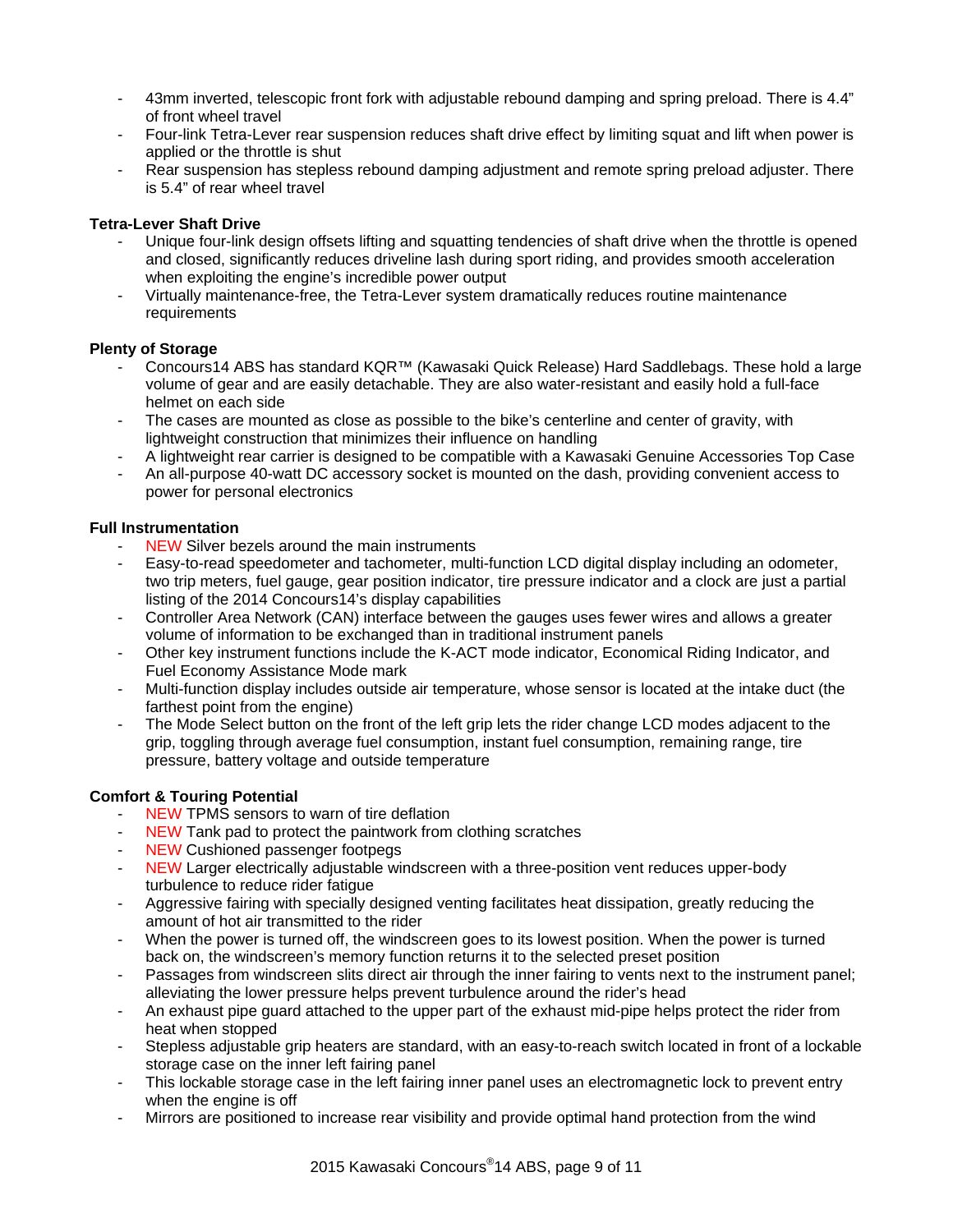- 43mm inverted, telescopic front fork with adjustable rebound damping and spring preload. There is 4.4" of front wheel travel
- Four-link Tetra-Lever rear suspension reduces shaft drive effect by limiting squat and lift when power is applied or the throttle is shut
- Rear suspension has stepless rebound damping adjustment and remote spring preload adjuster. There is 5.4" of rear wheel travel

**Tetra-Lever Shaft Drive**

- Unique four-link design offsets lifting and squatting tendencies of shaft drive when the throttle is opened and closed, significantly reduces driveline lash during sport riding, and provides smooth acceleration when exploiting the engine's incredible power output
- Virtually maintenance-free, the Tetra-Lever system dramatically reduces routine maintenance requirements

**Plenty of Storage**

- Concours14 ABS has standard KQR™ (Kawasaki Quick Release) Hard Saddlebags. These hold a large volume of gear and are easily detachable. They are also water-resistant and easily hold a full-face helmet on each side
- The cases are mounted as close as possible to the bike's centerline and center of gravity, with lightweight construction that minimizes their influence on handling
- A lightweight rear carrier is designed to be compatible with a Kawasaki Genuine Accessories Top Case
- An all-purpose 40-watt DC accessory socket is mounted on the dash, providing convenient access to power for personal electronics

**Full Instrumentation**

- NEW Silver bezels around the main instruments
- Easy-to-read speedometer and tachometer, multi-function LCD digital display including an odometer, two trip meters, fuel gauge, gear position indicator, tire pressure indicator and a clock are just a partial listing of the 2014 Concours14's display capabilities
- Controller Area Network (CAN) interface between the gauges uses fewer wires and allows a greater volume of information to be exchanged than in traditional instrument panels
- Other key instrument functions include the K-ACT mode indicator, Economical Riding Indicator, and Fuel Economy Assistance Mode mark
- Multi-function display includes outside air temperature, whose sensor is located at the intake duct (the farthest point from the engine)
- The Mode Select button on the front of the left grip lets the rider change LCD modes adjacent to the grip, toggling through average fuel consumption, instant fuel consumption, remaining range, tire pressure, battery voltage and outside temperature

**Comfort & Touring Potential**

- NEW TPMS sensors to warn of tire deflation
- NEW Tank pad to protect the paintwork from clothing scratches
- NEW Cushioned passenger footpegs
- NEW Larger electrically adjustable windscreen with a three-position vent reduces upper-body turbulence to reduce rider fatigue
- Aggressive fairing with specially designed venting facilitates heat dissipation, greatly reducing the amount of hot air transmitted to the rider
- When the power is turned off, the windscreen goes to its lowest position. When the power is turned back on, the windscreen's memory function returns it to the selected preset position
- Passages from windscreen slits direct air through the inner fairing to vents next to the instrument panel; alleviating the lower pressure helps prevent turbulence around the rider's head
- An exhaust pipe guard attached to the upper part of the exhaust mid-pipe helps protect the rider from heat when stopped
- Stepless adjustable grip heaters are standard, with an easy-to-reach switch located in front of a lockable storage case on the inner left fairing panel
- This lockable storage case in the left fairing inner panel uses an electromagnetic lock to prevent entry when the engine is off
- Mirrors are positioned to increase rear visibility and provide optimal hand protection from the wind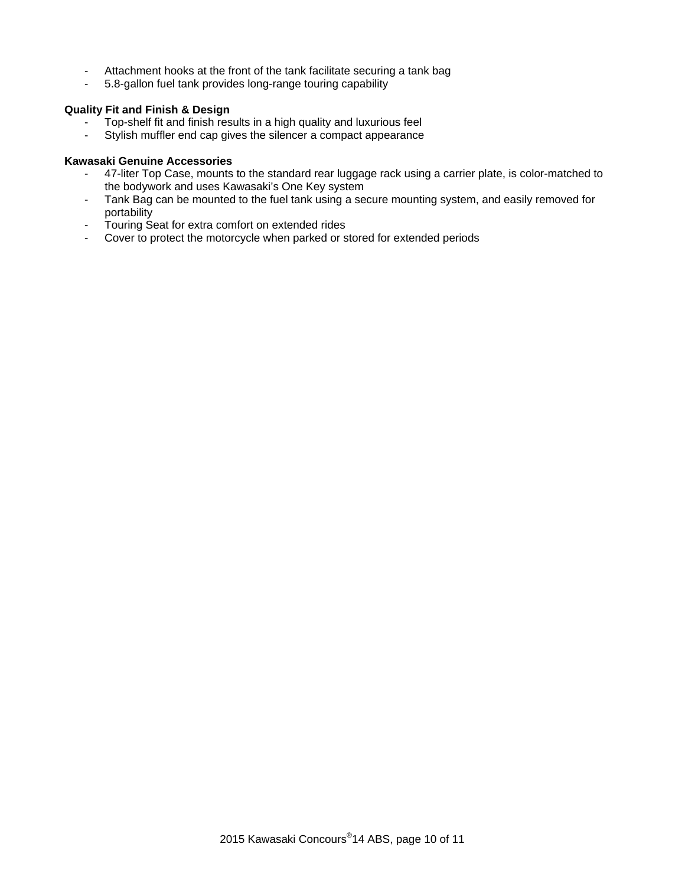- Attachment hooks at the front of the tank facilitate securing a tank bag
- 5.8-gallon fuel tank provides long-range touring capability

**Quality Fit and Finish & Design**

- Top-shelf fit and finish results in a high quality and luxurious feel
- Stylish muffler end cap gives the silencer a compact appearance

**Kawasaki Genuine Accessories**

- 47-liter Top Case, mounts to the standard rear luggage rack using a carrier plate, is color-matched to the bodywork and uses Kawasaki's One Key system
- Tank Bag can be mounted to the fuel tank using a secure mounting system, and easily removed for portability
- Touring Seat for extra comfort on extended rides
- Cover to protect the motorcycle when parked or stored for extended periods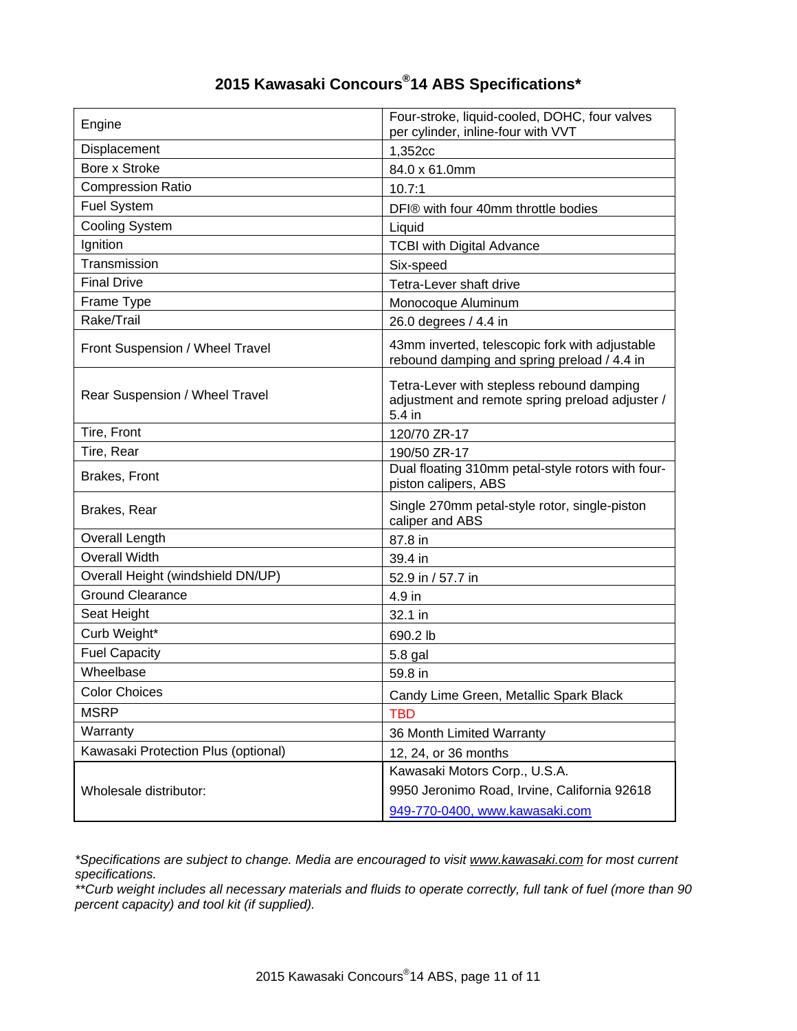# 2015 Kawasaki Concours®14 ABS Specifications*

| | |
|---|---|
| Engine | Four-stroke, liquid-cooled, DOHC, four valves per cylinder, inline-four with VVT |
| Displacement | 1,352cc |
| Bore x Stroke | 84.0 x 61.0mm |
| Compression Ratio | 10.7:1 |
| Fuel System | DFI® with four 40mm throttle bodies |
| Cooling System | Liquid |
| Ignition | TCBI with Digital Advance |
| Transmission | Six-speed |
| Final Drive | Tetra-Lever shaft drive |
| Frame Type | Monocoque Aluminum |
| Rake/Trail | 26.0 degrees / 4.4 in |
| Front Suspension / Wheel Travel | 43mm inverted, telescopic fork with adjustable rebound damping and spring preload / 4.4 in |
| Rear Suspension / Wheel Travel | Tetra-Lever with stepless rebound damping adjustment and remote spring preload adjuster / 5.4 in |
| Tire, Front | 120/70 ZR-17 |
| Tire, Rear | 190/50 ZR-17 |
| Brakes, Front | Dual floating 310mm petal-style rotors with four-piston calipers, ABS |
| Brakes, Rear | Single 270mm petal-style rotor, single-piston caliper and ABS |
| Overall Length | 87.8 in |
| Overall Width | 39.4 in |
| Overall Height (windshield DN/UP) | 52.9 in / 57.7 in |
| Ground Clearance | 4.9 in |
| Seat Height | 32.1 in |
| Curb Weight* | 690.2 lb |
| Fuel Capacity | 5.8 gal |
| Wheelbase | 59.8 in |
| Color Choices | Candy Lime Green, Metallic Spark Black |
| MSRP | TBD |
| Warranty | 36 Month Limited Warranty |
| Kawasaki Protection Plus (optional) | 12, 24, or 36 months |
| Wholesale distributor: | Kawasaki Motors Corp., U.S.A.<br>9950 Jeronimo Road, Irvine, California 92618<br>949-770-0400, www.kawasaki.com |

*\*Specifications are subject to change. Media are encouraged to visit www.kawasaki.com for most current specifications.*

*\*\*Curb weight includes all necessary materials and fluids to operate correctly, full tank of fuel (more than 90 percent capacity) and tool kit (if supplied).*